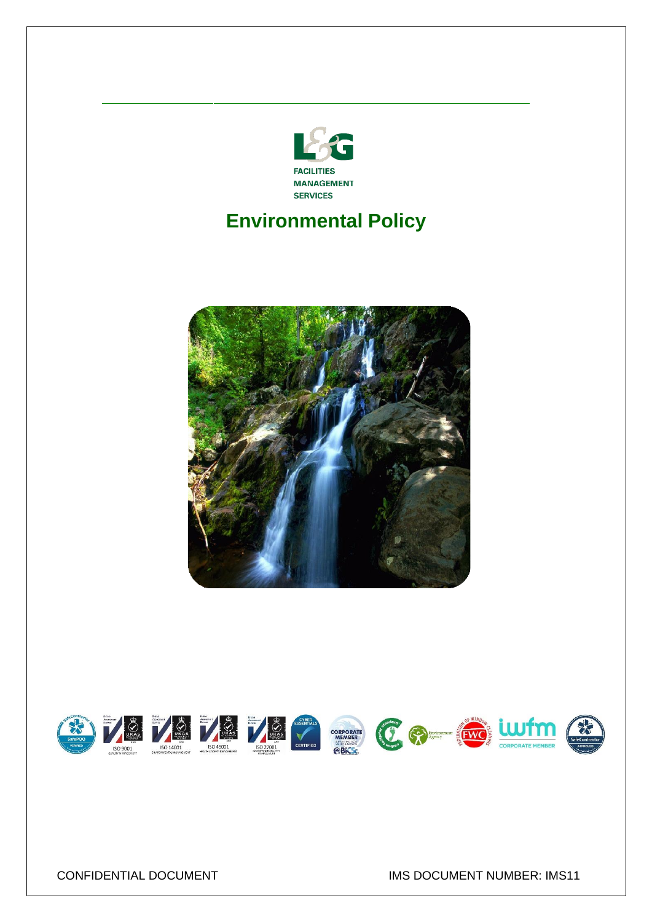L&G

FACILITIES
MANAGEMENT
SERVICES

# Environmental Policy

CONFIDENTIAL DOCUMENT

IMS DOCUMENT NUMBER: IMS11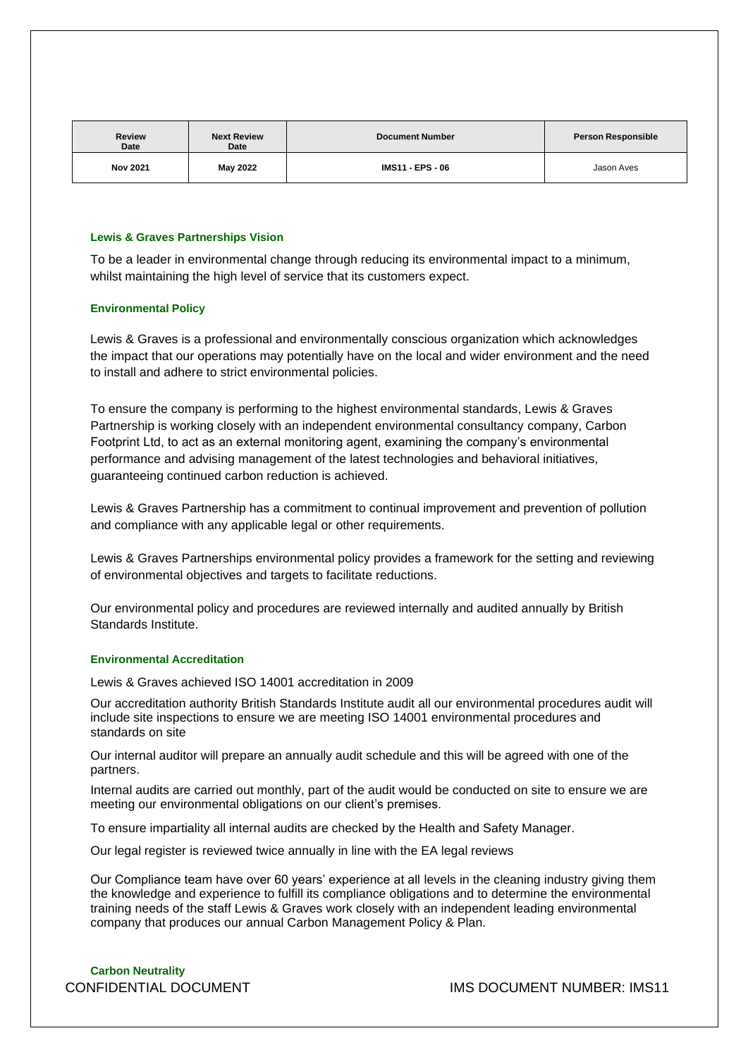| Review Date | Next Review Date | Document Number | Person Responsible |
|---|---|---|---|
| Nov 2021 | May 2022 | IMS11 - EPS - 06 | Jason Aves |

### Lewis & Graves Partnerships Vision

To be a leader in environmental change through reducing its environmental impact to a minimum, whilst maintaining the high level of service that its customers expect.

### Environmental Policy

Lewis & Graves is a professional and environmentally conscious organization which acknowledges the impact that our operations may potentially have on the local and wider environment and the need to install and adhere to strict environmental policies.

To ensure the company is performing to the highest environmental standards, Lewis & Graves Partnership is working closely with an independent environmental consultancy company, Carbon Footprint Ltd, to act as an external monitoring agent, examining the company's environmental performance and advising management of the latest technologies and behavioral initiatives, guaranteeing continued carbon reduction is achieved.

Lewis & Graves Partnership has a commitment to continual improvement and prevention of pollution and compliance with any applicable legal or other requirements.

Lewis & Graves Partnerships environmental policy provides a framework for the setting and reviewing of environmental objectives and targets to facilitate reductions.

Our environmental policy and procedures are reviewed internally and audited annually by British Standards Institute.

### Environmental Accreditation

Lewis & Graves achieved ISO 14001 accreditation in 2009

Our accreditation authority British Standards Institute audit all our environmental procedures audit will include site inspections to ensure we are meeting ISO 14001 environmental procedures and standards on site

Our internal auditor will prepare an annually audit schedule and this will be agreed with one of the partners.

Internal audits are carried out monthly, part of the audit would be conducted on site to ensure we are meeting our environmental obligations on our client's premises.

To ensure impartiality all internal audits are checked by the Health and Safety Manager.

Our legal register is reviewed twice annually in line with the EA legal reviews

Our Compliance team have over 60 years' experience at all levels in the cleaning industry giving them the knowledge and experience to fulfill its compliance obligations and to determine the environmental training needs of the staff Lewis & Graves work closely with an independent leading environmental company that produces our annual Carbon Management Policy & Plan.

### Carbon Neutrality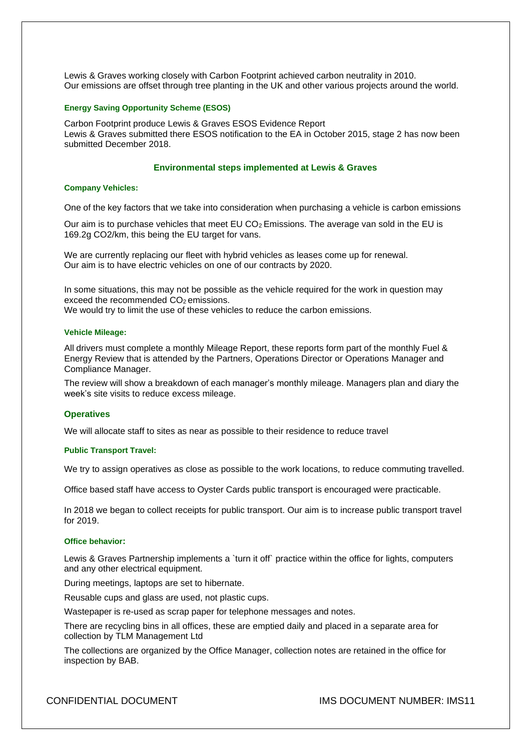Lewis & Graves working closely with Carbon Footprint achieved carbon neutrality in 2010.
Our emissions are offset through tree planting in the UK and other various projects around the world.

#### Energy Saving Opportunity Scheme (ESOS)

Carbon Footprint produce Lewis & Graves ESOS Evidence Report
Lewis & Graves submitted there ESOS notification to the EA in October 2015, stage 2 has now been submitted December 2018.

### Environmental steps implemented at Lewis & Graves

#### Company Vehicles:

One of the key factors that we take into consideration when purchasing a vehicle is carbon emissions

Our aim is to purchase vehicles that meet EU $CO_2$ Emissions. The average van sold in the EU is 169.2g CO2/km, this being the EU target for vans.

We are currently replacing our fleet with hybrid vehicles as leases come up for renewal.
Our aim is to have electric vehicles on one of our contracts by 2020.

In some situations, this may not be possible as the vehicle required for the work in question may exceed the recommended $CO_2$ emissions.
We would try to limit the use of these vehicles to reduce the carbon emissions.

#### Vehicle Mileage:

All drivers must complete a monthly Mileage Report, these reports form part of the monthly Fuel & Energy Review that is attended by the Partners, Operations Director or Operations Manager and Compliance Manager.

The review will show a breakdown of each manager's monthly mileage. Managers plan and diary the week's site visits to reduce excess mileage.

### Operatives

We will allocate staff to sites as near as possible to their residence to reduce travel

#### Public Transport Travel:

We try to assign operatives as close as possible to the work locations, to reduce commuting travelled.

Office based staff have access to Oyster Cards public transport is encouraged were practicable.

In 2018 we began to collect receipts for public transport. Our aim is to increase public transport travel for 2019.

#### Office behavior:

Lewis & Graves Partnership implements a `turn it off` practice within the office for lights, computers and any other electrical equipment.

During meetings, laptops are set to hibernate.

Reusable cups and glass are used, not plastic cups.

Wastepaper is re-used as scrap paper for telephone messages and notes.

There are recycling bins in all offices, these are emptied daily and placed in a separate area for collection by TLM Management Ltd

The collections are organized by the Office Manager, collection notes are retained in the office for inspection by BAB.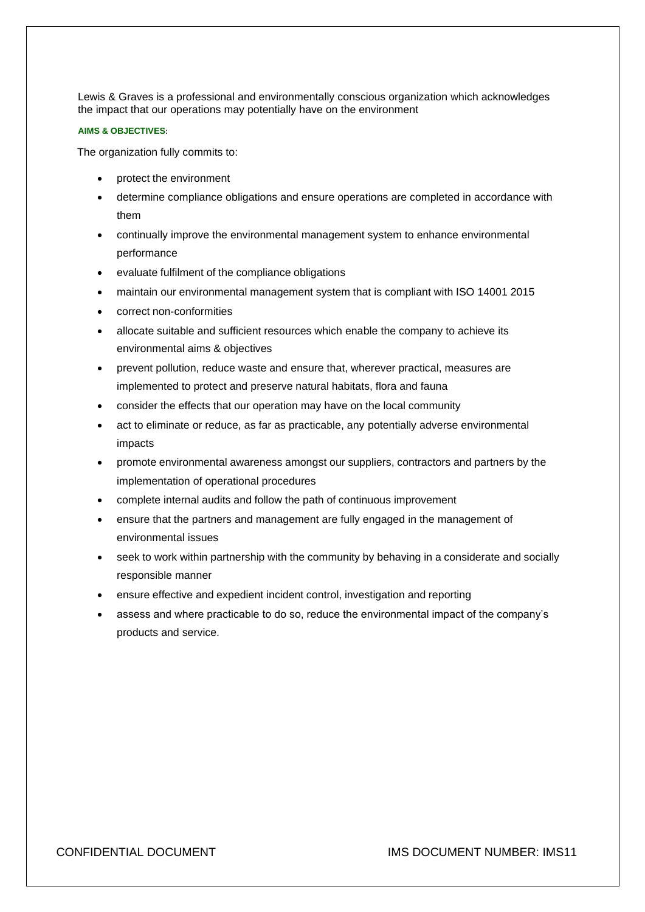Lewis & Graves is a professional and environmentally conscious organization which acknowledges the impact that our operations may potentially have on the environment

**AIMS & OBJECTIVES:**

The organization fully commits to:

- protect the environment
- determine compliance obligations and ensure operations are completed in accordance with them
- continually improve the environmental management system to enhance environmental performance
- evaluate fulfilment of the compliance obligations
- maintain our environmental management system that is compliant with ISO 14001 2015
- correct non-conformities
- allocate suitable and sufficient resources which enable the company to achieve its environmental aims & objectives
- prevent pollution, reduce waste and ensure that, wherever practical, measures are implemented to protect and preserve natural habitats, flora and fauna
- consider the effects that our operation may have on the local community
- act to eliminate or reduce, as far as practicable, any potentially adverse environmental impacts
- promote environmental awareness amongst our suppliers, contractors and partners by the implementation of operational procedures
- complete internal audits and follow the path of continuous improvement
- ensure that the partners and management are fully engaged in the management of environmental issues
- seek to work within partnership with the community by behaving in a considerate and socially responsible manner
- ensure effective and expedient incident control, investigation and reporting
- assess and where practicable to do so, reduce the environmental impact of the company's products and service.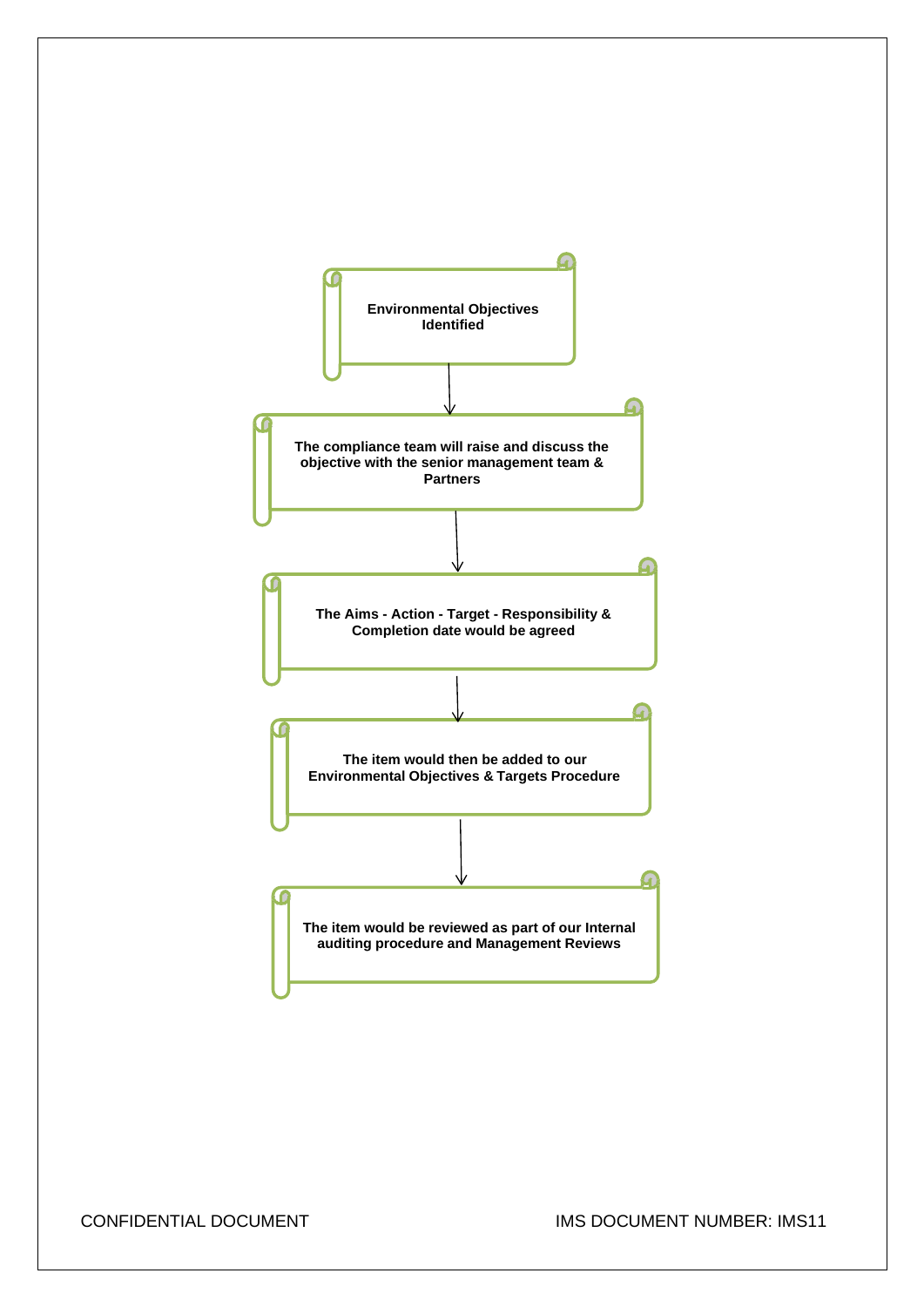**Environmental Objectives Identified**

↓

**The compliance team will raise and discuss the objective with the senior management team & Partners**

↓

**The Aims - Action - Target - Responsibility & Completion date would be agreed**

↓

**The item would then be added to our Environmental Objectives & Targets Procedure**

↓

**The item would be reviewed as part of our Internal auditing procedure and Management Reviews**

CONFIDENTIAL DOCUMENT

IMS DOCUMENT NUMBER: IMS11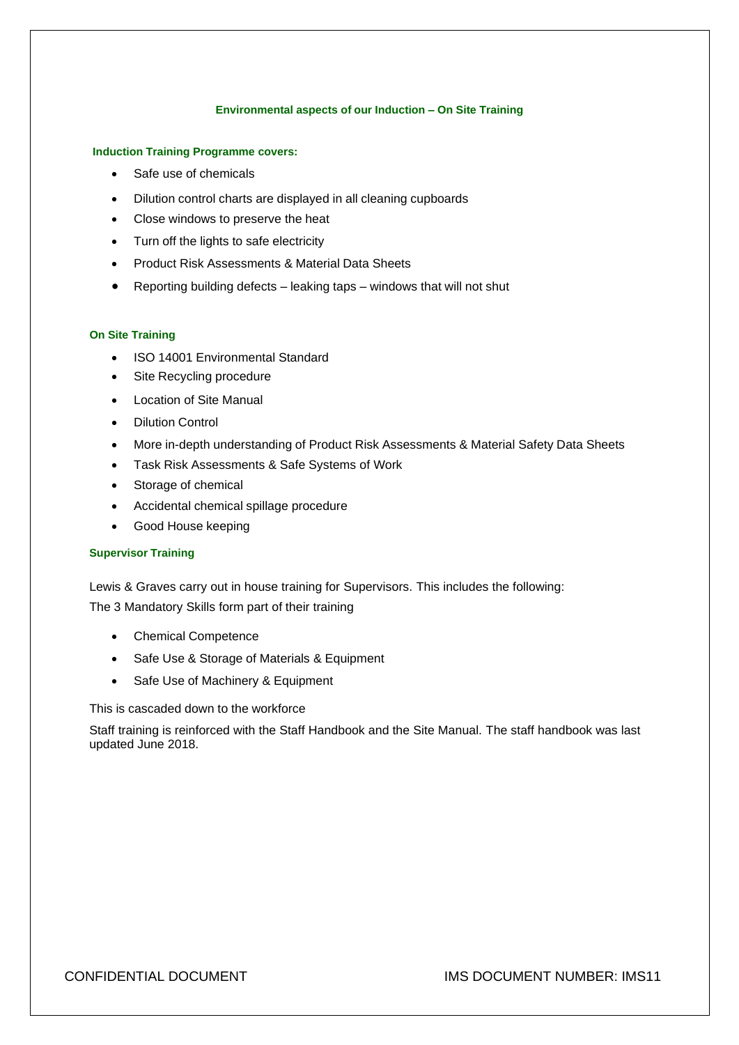## Environmental aspects of our Induction – On Site Training

### Induction Training Programme covers:

- Safe use of chemicals
- Dilution control charts are displayed in all cleaning cupboards
- Close windows to preserve the heat
- Turn off the lights to safe electricity
- Product Risk Assessments & Material Data Sheets
- Reporting building defects – leaking taps – windows that will not shut

### On Site Training

- ISO 14001 Environmental Standard
- Site Recycling procedure
- Location of Site Manual
- Dilution Control
- More in-depth understanding of Product Risk Assessments & Material Safety Data Sheets
- Task Risk Assessments & Safe Systems of Work
- Storage of chemical
- Accidental chemical spillage procedure
- Good House keeping

### Supervisor Training

Lewis & Graves carry out in house training for Supervisors. This includes the following:
The 3 Mandatory Skills form part of their training

- Chemical Competence
- Safe Use & Storage of Materials & Equipment
- Safe Use of Machinery & Equipment

This is cascaded down to the workforce

Staff training is reinforced with the Staff Handbook and the Site Manual. The staff handbook was last updated June 2018.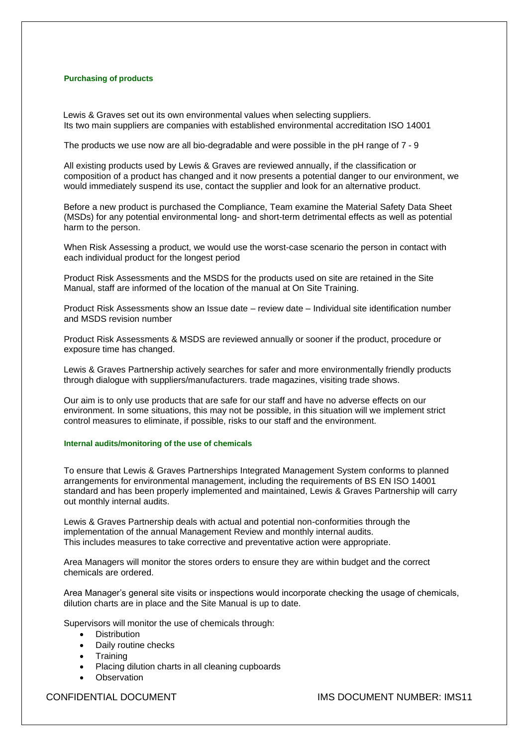### Purchasing of products

Lewis & Graves set out its own environmental values when selecting suppliers. Its two main suppliers are companies with established environmental accreditation ISO 14001

The products we use now are all bio-degradable and were possible in the pH range of 7 - 9

All existing products used by Lewis & Graves are reviewed annually, if the classification or composition of a product has changed and it now presents a potential danger to our environment, we would immediately suspend its use, contact the supplier and look for an alternative product.

Before a new product is purchased the Compliance, Team examine the Material Safety Data Sheet (MSDs) for any potential environmental long- and short-term detrimental effects as well as potential harm to the person.

When Risk Assessing a product, we would use the worst-case scenario the person in contact with each individual product for the longest period

Product Risk Assessments and the MSDS for the products used on site are retained in the Site Manual, staff are informed of the location of the manual at On Site Training.

Product Risk Assessments show an Issue date – review date – Individual site identification number and MSDS revision number

Product Risk Assessments & MSDS are reviewed annually or sooner if the product, procedure or exposure time has changed.

Lewis & Graves Partnership actively searches for safer and more environmentally friendly products through dialogue with suppliers/manufacturers. trade magazines, visiting trade shows.

Our aim is to only use products that are safe for our staff and have no adverse effects on our environment. In some situations, this may not be possible, in this situation will we implement strict control measures to eliminate, if possible, risks to our staff and the environment.

### Internal audits/monitoring of the use of chemicals

To ensure that Lewis & Graves Partnerships Integrated Management System conforms to planned arrangements for environmental management, including the requirements of BS EN ISO 14001 standard and has been properly implemented and maintained, Lewis & Graves Partnership will carry out monthly internal audits.

Lewis & Graves Partnership deals with actual and potential non-conformities through the implementation of the annual Management Review and monthly internal audits. This includes measures to take corrective and preventative action were appropriate.

Area Managers will monitor the stores orders to ensure they are within budget and the correct chemicals are ordered.

Area Manager's general site visits or inspections would incorporate checking the usage of chemicals, dilution charts are in place and the Site Manual is up to date.

Supervisors will monitor the use of chemicals through:

- Distribution
- Daily routine checks
- Training
- Placing dilution charts in all cleaning cupboards
- Observation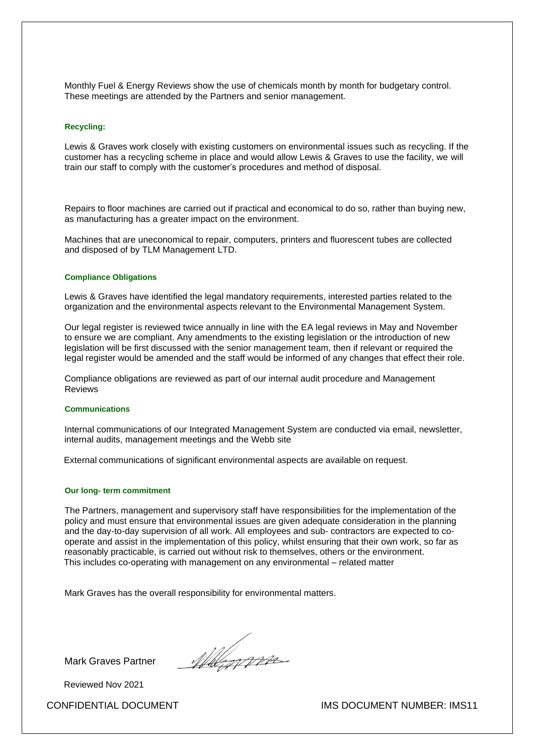Monthly Fuel & Energy Reviews show the use of chemicals month by month for budgetary control. These meetings are attended by the Partners and senior management.

### Recycling:

Lewis & Graves work closely with existing customers on environmental issues such as recycling. If the customer has a recycling scheme in place and would allow Lewis & Graves to use the facility, we will train our staff to comply with the customer's procedures and method of disposal.

Repairs to floor machines are carried out if practical and economical to do so, rather than buying new, as manufacturing has a greater impact on the environment.

Machines that are uneconomical to repair, computers, printers and fluorescent tubes are collected and disposed of by TLM Management LTD.

### Compliance Obligations

Lewis & Graves have identified the legal mandatory requirements, interested parties related to the organization and the environmental aspects relevant to the Environmental Management System.

Our legal register is reviewed twice annually in line with the EA legal reviews in May and November to ensure we are compliant. Any amendments to the existing legislation or the introduction of new legislation will be first discussed with the senior management team, then if relevant or required the legal register would be amended and the staff would be informed of any changes that effect their role.

Compliance obligations are reviewed as part of our internal audit procedure and Management Reviews

### Communications

Internal communications of our Integrated Management System are conducted via email, newsletter, internal audits, management meetings and the Webb site

External communications of significant environmental aspects are available on request.

### Our long- term commitment

The Partners, management and supervisory staff have responsibilities for the implementation of the policy and must ensure that environmental issues are given adequate consideration in the planning and the day-to-day supervision of all work. All employees and sub- contractors are expected to co-operate and assist in the implementation of this policy, whilst ensuring that their own work, so far as reasonably practicable, is carried out without risk to themselves, others or the environment. This includes co-operating with management on any environmental – related matter

Mark Graves has the overall responsibility for environmental matters.

Mark Graves Partner

Reviewed Nov 2021

CONFIDENTIAL DOCUMENT IMS DOCUMENT NUMBER: IMS11